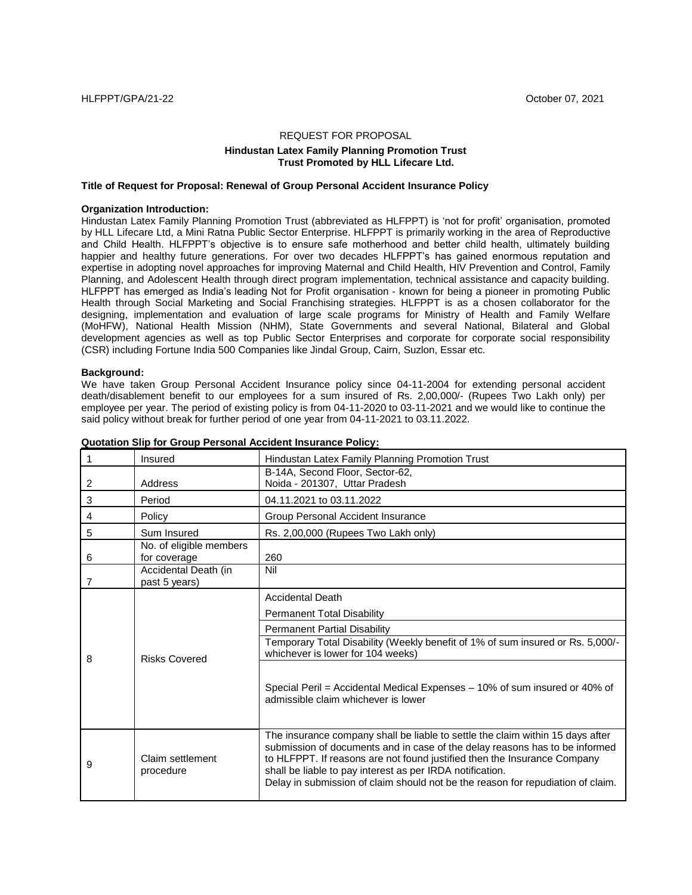HLFPPT/GPA/21-22 October 07, 2021

REQUEST FOR PROPOSAL

**Hindustan Latex Family Planning Promotion Trust**
**Trust Promoted by HLL Lifecare Ltd.**

**Title of Request for Proposal: Renewal of Group Personal Accident Insurance Policy**

**Organization Introduction:**

Hindustan Latex Family Planning Promotion Trust (abbreviated as HLFPPT) is 'not for profit' organisation, promoted by HLL Lifecare Ltd, a Mini Ratna Public Sector Enterprise. HLFPPT is primarily working in the area of Reproductive and Child Health. HLFPPT's objective is to ensure safe motherhood and better child health, ultimately building happier and healthy future generations. For over two decades HLFPPT's has gained enormous reputation and expertise in adopting novel approaches for improving Maternal and Child Health, HIV Prevention and Control, Family Planning, and Adolescent Health through direct program implementation, technical assistance and capacity building. HLFPPT has emerged as India's leading Not for Profit organisation - known for being a pioneer in promoting Public Health through Social Marketing and Social Franchising strategies. HLFPPT is as a chosen collaborator for the designing, implementation and evaluation of large scale programs for Ministry of Health and Family Welfare (MoHFW), National Health Mission (NHM), State Governments and several National, Bilateral and Global development agencies as well as top Public Sector Enterprises and corporate for corporate social responsibility (CSR) including Fortune India 500 Companies like Jindal Group, Cairn, Suzlon, Essar etc.

**Background:**

We have taken Group Personal Accident Insurance policy since 04-11-2004 for extending personal accident death/disablement benefit to our employees for a sum insured of Rs. 2,00,000/- (Rupees Two Lakh only) per employee per year. The period of existing policy is from 04-11-2020 to 03-11-2021 and we would like to continue the said policy without break for further period of one year from 04-11-2021 to 03.11.2022.

**Quotation Slip for Group Personal Accident Insurance Policy:**

| | | |
|---|---|---|
| 1 | Insured | Hindustan Latex Family Planning Promotion Trust |
| 2 | Address | B-14A, Second Floor, Sector-62, Noida - 201307, Uttar Pradesh |
| 3 | Period | 04.11.2021 to 03.11.2022 |
| 4 | Policy | Group Personal Accident Insurance |
| 5 | Sum Insured | Rs. 2,00,000 (Rupees Two Lakh only) |
| 6 | No. of eligible members for coverage | 260 |
| 7 | Accidental Death (in past 5 years) | Nil |
| 8 | Risks Covered | Accidental Death |
| | | Permanent Total Disability |
| | | Permanent Partial Disability |
| | | Temporary Total Disability (Weekly benefit of 1% of sum insured or Rs. 5,000/- whichever is lower for 104 weeks) |
| | | Special Peril = Accidental Medical Expenses – 10% of sum insured or 40% of admissible claim whichever is lower |
| 9 | Claim settlement procedure | The insurance company shall be liable to settle the claim within 15 days after submission of documents and in case of the delay reasons has to be informed to HLFPPT. If reasons are not found justified then the Insurance Company shall be liable to pay interest as per IRDA notification.<br>Delay in submission of claim should not be the reason for repudiation of claim. |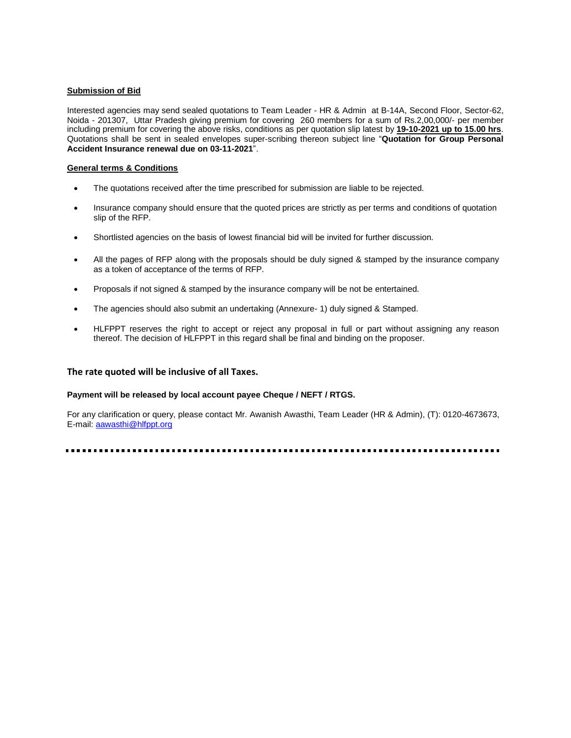**Submission of Bid**

Interested agencies may send sealed quotations to Team Leader - HR & Admin at B-14A, Second Floor, Sector-62, Noida - 201307, Uttar Pradesh giving premium for covering 260 members for a sum of Rs.2,00,000/- per member including premium for covering the above risks, conditions as per quotation slip latest by **19-10-2021 up to 15.00 hrs**. Quotations shall be sent in sealed envelopes super-scribing thereon subject line "**Quotation for Group Personal Accident Insurance renewal due on 03-11-2021**".

**General terms & Conditions**

- The quotations received after the time prescribed for submission are liable to be rejected.
- Insurance company should ensure that the quoted prices are strictly as per terms and conditions of quotation slip of the RFP.
- Shortlisted agencies on the basis of lowest financial bid will be invited for further discussion.
- All the pages of RFP along with the proposals should be duly signed & stamped by the insurance company as a token of acceptance of the terms of RFP.
- Proposals if not signed & stamped by the insurance company will be not be entertained.
- The agencies should also submit an undertaking (Annexure- 1) duly signed & Stamped.
- HLFPPT reserves the right to accept or reject any proposal in full or part without assigning any reason thereof. The decision of HLFPPT in this regard shall be final and binding on the proposer.

**The rate quoted will be inclusive of all Taxes.**

**Payment will be released by local account payee Cheque / NEFT / RTGS.**

For any clarification or query, please contact Mr. Awanish Awasthi, Team Leader (HR & Admin), (T): 0120-4673673, E-mail: aawasthi@hlfppt.org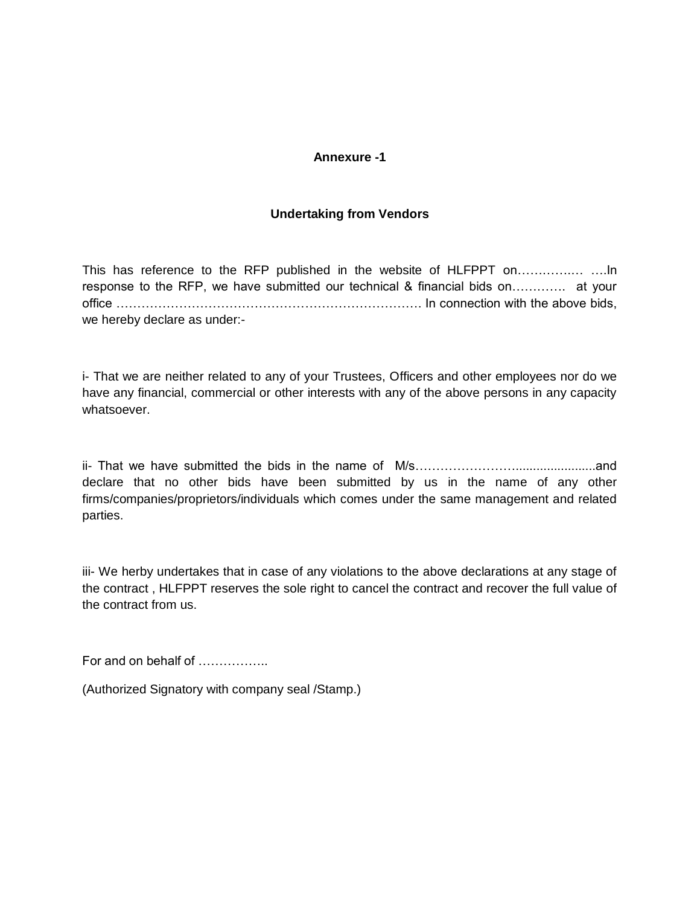**Annexure -1**

**Undertaking from Vendors**

This has reference to the RFP published in the website of HLFPPT on…………..… ….In response to the RFP, we have submitted our technical & financial bids on………… at your office ……………………………………………………………… In connection with the above bids, we hereby declare as under:-

i- That we are neither related to any of your Trustees, Officers and other employees nor do we have any financial, commercial or other interests with any of the above persons in any capacity whatsoever.

ii- That we have submitted the bids in the name of M/s……………………......................and declare that no other bids have been submitted by us in the name of any other firms/companies/proprietors/individuals which comes under the same management and related parties.

iii- We herby undertakes that in case of any violations to the above declarations at any stage of the contract , HLFPPT reserves the sole right to cancel the contract and recover the full value of the contract from us.

For and on behalf of ……………..

(Authorized Signatory with company seal /Stamp.)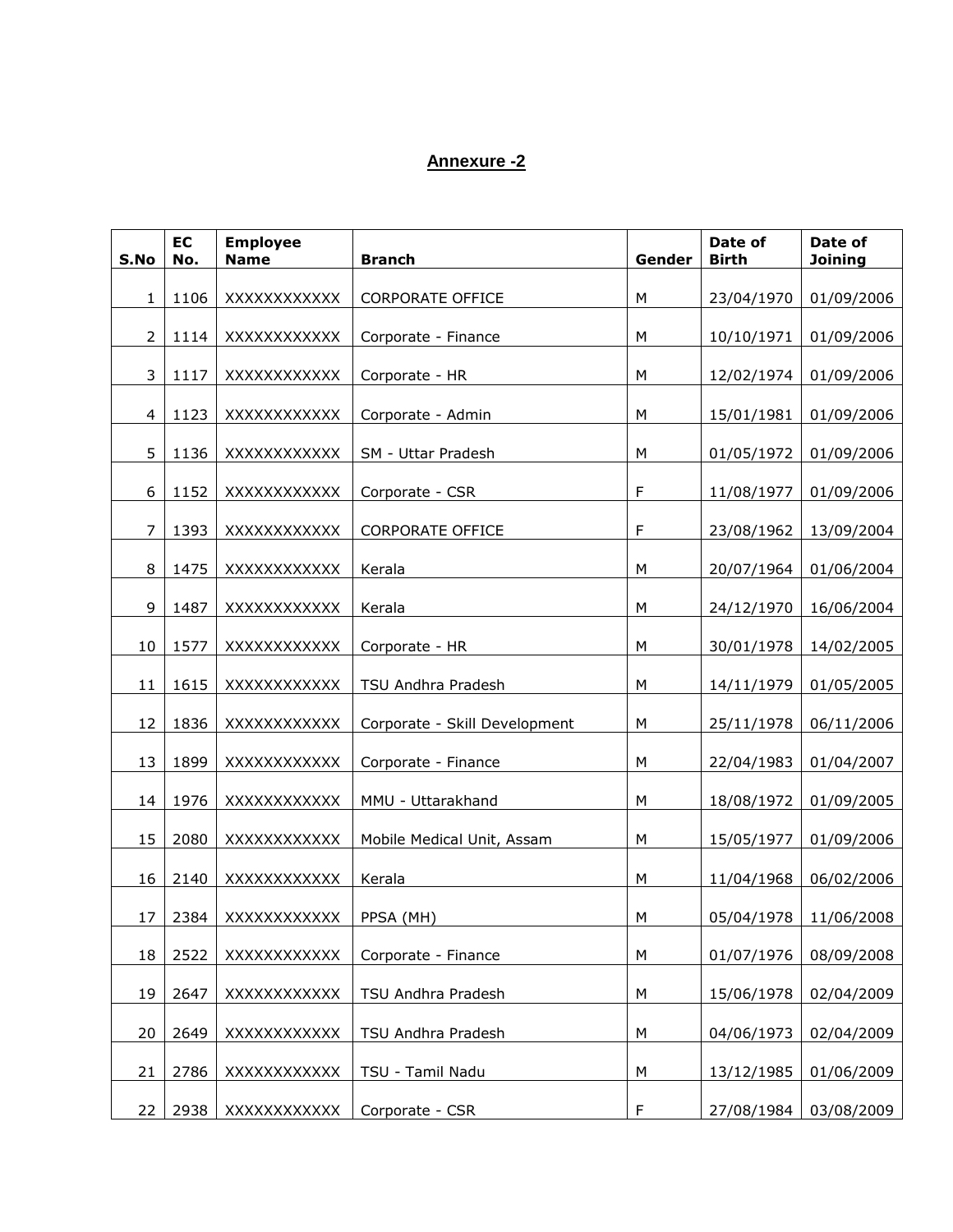## Annexure -2

| S.No | EC No. | Employee Name | Branch | Gender | Date of Birth | Date of Joining |
|---|---|---|---|---|---|---|
| 1 | 1106 | XXXXXXXXXXXX | CORPORATE OFFICE | M | 23/04/1970 | 01/09/2006 |
| 2 | 1114 | XXXXXXXXXXXX | Corporate - Finance | M | 10/10/1971 | 01/09/2006 |
| 3 | 1117 | XXXXXXXXXXXX | Corporate - HR | M | 12/02/1974 | 01/09/2006 |
| 4 | 1123 | XXXXXXXXXXXX | Corporate - Admin | M | 15/01/1981 | 01/09/2006 |
| 5 | 1136 | XXXXXXXXXXXX | SM - Uttar Pradesh | M | 01/05/1972 | 01/09/2006 |
| 6 | 1152 | XXXXXXXXXXXX | Corporate - CSR | F | 11/08/1977 | 01/09/2006 |
| 7 | 1393 | XXXXXXXXXXXX | CORPORATE OFFICE | F | 23/08/1962 | 13/09/2004 |
| 8 | 1475 | XXXXXXXXXXXX | Kerala | M | 20/07/1964 | 01/06/2004 |
| 9 | 1487 | XXXXXXXXXXXX | Kerala | M | 24/12/1970 | 16/06/2004 |
| 10 | 1577 | XXXXXXXXXXXX | Corporate - HR | M | 30/01/1978 | 14/02/2005 |
| 11 | 1615 | XXXXXXXXXXXX | TSU Andhra Pradesh | M | 14/11/1979 | 01/05/2005 |
| 12 | 1836 | XXXXXXXXXXXX | Corporate - Skill Development | M | 25/11/1978 | 06/11/2006 |
| 13 | 1899 | XXXXXXXXXXXX | Corporate - Finance | M | 22/04/1983 | 01/04/2007 |
| 14 | 1976 | XXXXXXXXXXXX | MMU - Uttarakhand | M | 18/08/1972 | 01/09/2005 |
| 15 | 2080 | XXXXXXXXXXXX | Mobile Medical Unit, Assam | M | 15/05/1977 | 01/09/2006 |
| 16 | 2140 | XXXXXXXXXXXX | Kerala | M | 11/04/1968 | 06/02/2006 |
| 17 | 2384 | XXXXXXXXXXXX | PPSA (MH) | M | 05/04/1978 | 11/06/2008 |
| 18 | 2522 | XXXXXXXXXXXX | Corporate - Finance | M | 01/07/1976 | 08/09/2008 |
| 19 | 2647 | XXXXXXXXXXXX | TSU Andhra Pradesh | M | 15/06/1978 | 02/04/2009 |
| 20 | 2649 | XXXXXXXXXXXX | TSU Andhra Pradesh | M | 04/06/1973 | 02/04/2009 |
| 21 | 2786 | XXXXXXXXXXXX | TSU - Tamil Nadu | M | 13/12/1985 | 01/06/2009 |
| 22 | 2938 | XXXXXXXXXXXX | Corporate - CSR | F | 27/08/1984 | 03/08/2009 |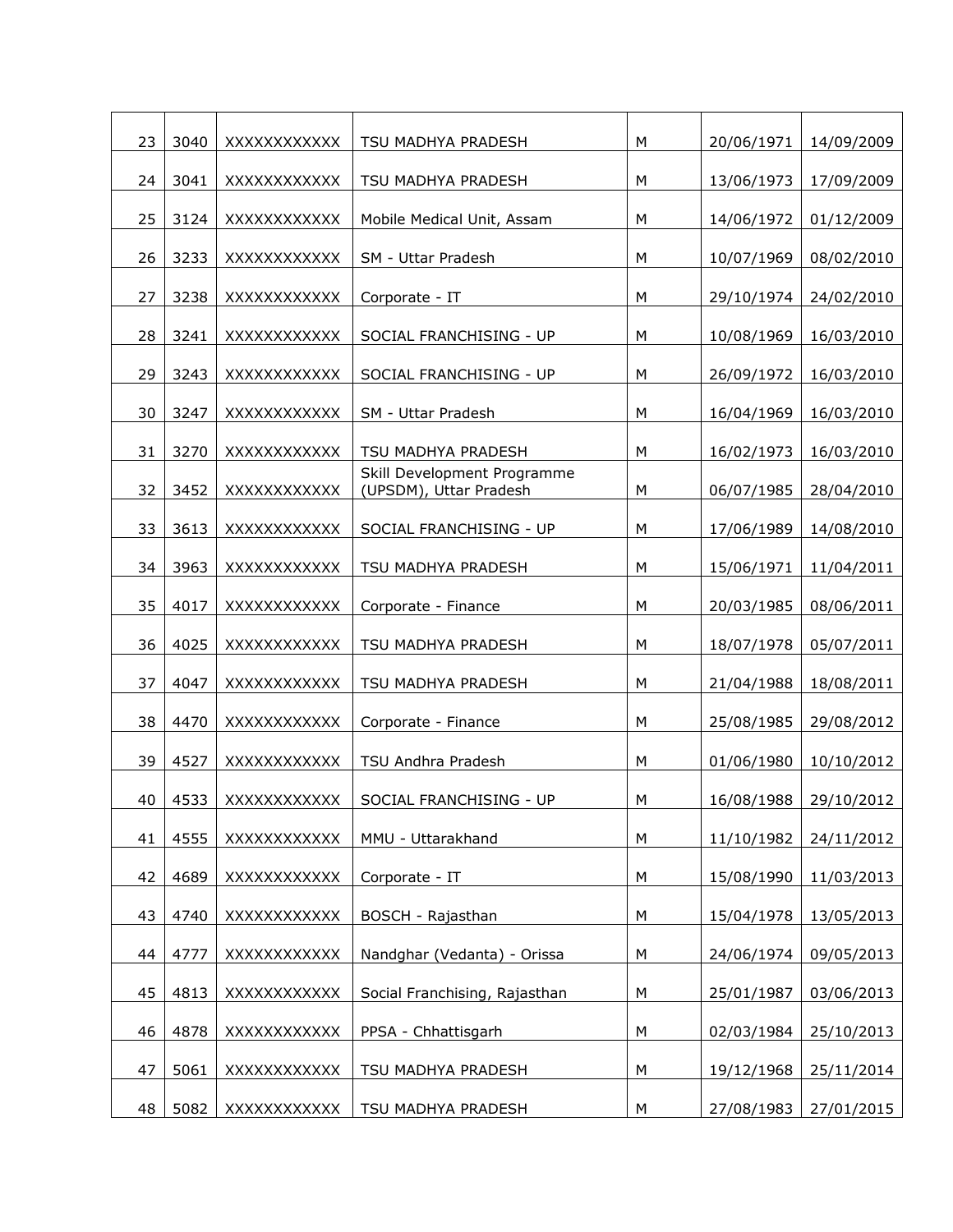| | | | | | | |
|---|---|---|---|---|---|---|
| 23 | 3040 | XXXXXXXXXXXX | TSU MADHYA PRADESH | M | 20/06/1971 | 14/09/2009 |
| 24 | 3041 | XXXXXXXXXXXX | TSU MADHYA PRADESH | M | 13/06/1973 | 17/09/2009 |
| 25 | 3124 | XXXXXXXXXXXX | Mobile Medical Unit, Assam | M | 14/06/1972 | 01/12/2009 |
| 26 | 3233 | XXXXXXXXXXXX | SM - Uttar Pradesh | M | 10/07/1969 | 08/02/2010 |
| 27 | 3238 | XXXXXXXXXXXX | Corporate - IT | M | 29/10/1974 | 24/02/2010 |
| 28 | 3241 | XXXXXXXXXXXX | SOCIAL FRANCHISING - UP | M | 10/08/1969 | 16/03/2010 |
| 29 | 3243 | XXXXXXXXXXXX | SOCIAL FRANCHISING - UP | M | 26/09/1972 | 16/03/2010 |
| 30 | 3247 | XXXXXXXXXXXX | SM - Uttar Pradesh | M | 16/04/1969 | 16/03/2010 |
| 31 | 3270 | XXXXXXXXXXXX | TSU MADHYA PRADESH | M | 16/02/1973 | 16/03/2010 |
| 32 | 3452 | XXXXXXXXXXXX | Skill Development Programme (UPSDM), Uttar Pradesh | M | 06/07/1985 | 28/04/2010 |
| 33 | 3613 | XXXXXXXXXXXX | SOCIAL FRANCHISING - UP | M | 17/06/1989 | 14/08/2010 |
| 34 | 3963 | XXXXXXXXXXXX | TSU MADHYA PRADESH | M | 15/06/1971 | 11/04/2011 |
| 35 | 4017 | XXXXXXXXXXXX | Corporate - Finance | M | 20/03/1985 | 08/06/2011 |
| 36 | 4025 | XXXXXXXXXXXX | TSU MADHYA PRADESH | M | 18/07/1978 | 05/07/2011 |
| 37 | 4047 | XXXXXXXXXXXX | TSU MADHYA PRADESH | M | 21/04/1988 | 18/08/2011 |
| 38 | 4470 | XXXXXXXXXXXX | Corporate - Finance | M | 25/08/1985 | 29/08/2012 |
| 39 | 4527 | XXXXXXXXXXXX | TSU Andhra Pradesh | M | 01/06/1980 | 10/10/2012 |
| 40 | 4533 | XXXXXXXXXXXX | SOCIAL FRANCHISING - UP | M | 16/08/1988 | 29/10/2012 |
| 41 | 4555 | XXXXXXXXXXXX | MMU - Uttarakhand | M | 11/10/1982 | 24/11/2012 |
| 42 | 4689 | XXXXXXXXXXXX | Corporate - IT | M | 15/08/1990 | 11/03/2013 |
| 43 | 4740 | XXXXXXXXXXXX | BOSCH - Rajasthan | M | 15/04/1978 | 13/05/2013 |
| 44 | 4777 | XXXXXXXXXXXX | Nandghar (Vedanta) - Orissa | M | 24/06/1974 | 09/05/2013 |
| 45 | 4813 | XXXXXXXXXXXX | Social Franchising, Rajasthan | M | 25/01/1987 | 03/06/2013 |
| 46 | 4878 | XXXXXXXXXXXX | PPSA - Chhattisgarh | M | 02/03/1984 | 25/10/2013 |
| 47 | 5061 | XXXXXXXXXXXX | TSU MADHYA PRADESH | M | 19/12/1968 | 25/11/2014 |
| 48 | 5082 | XXXXXXXXXXXX | TSU MADHYA PRADESH | M | 27/08/1983 | 27/01/2015 |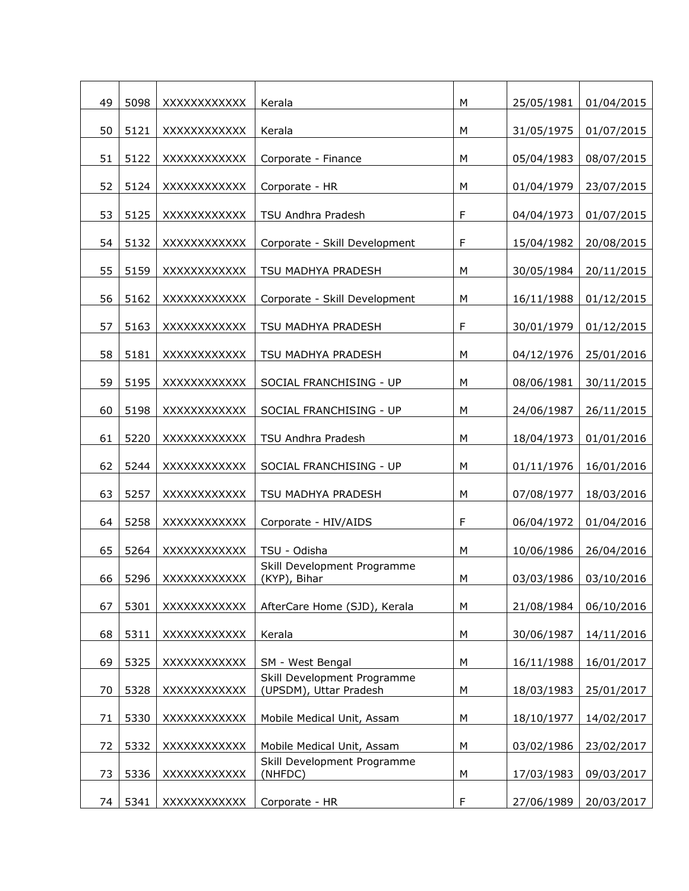| 49 | 5098 | XXXXXXXXXXXX | Kerala | M | 25/05/1981 | 01/04/2015 |
|---|---|---|---|---|---|---|
| 50 | 5121 | XXXXXXXXXXXX | Kerala | M | 31/05/1975 | 01/07/2015 |
| 51 | 5122 | XXXXXXXXXXXX | Corporate - Finance | M | 05/04/1983 | 08/07/2015 |
| 52 | 5124 | XXXXXXXXXXXX | Corporate - HR | M | 01/04/1979 | 23/07/2015 |
| 53 | 5125 | XXXXXXXXXXXX | TSU Andhra Pradesh | F | 04/04/1973 | 01/07/2015 |
| 54 | 5132 | XXXXXXXXXXXX | Corporate - Skill Development | F | 15/04/1982 | 20/08/2015 |
| 55 | 5159 | XXXXXXXXXXXX | TSU MADHYA PRADESH | M | 30/05/1984 | 20/11/2015 |
| 56 | 5162 | XXXXXXXXXXXX | Corporate - Skill Development | M | 16/11/1988 | 01/12/2015 |
| 57 | 5163 | XXXXXXXXXXXX | TSU MADHYA PRADESH | F | 30/01/1979 | 01/12/2015 |
| 58 | 5181 | XXXXXXXXXXXX | TSU MADHYA PRADESH | M | 04/12/1976 | 25/01/2016 |
| 59 | 5195 | XXXXXXXXXXXX | SOCIAL FRANCHISING - UP | M | 08/06/1981 | 30/11/2015 |
| 60 | 5198 | XXXXXXXXXXXX | SOCIAL FRANCHISING - UP | M | 24/06/1987 | 26/11/2015 |
| 61 | 5220 | XXXXXXXXXXXX | TSU Andhra Pradesh | M | 18/04/1973 | 01/01/2016 |
| 62 | 5244 | XXXXXXXXXXXX | SOCIAL FRANCHISING - UP | M | 01/11/1976 | 16/01/2016 |
| 63 | 5257 | XXXXXXXXXXXX | TSU MADHYA PRADESH | M | 07/08/1977 | 18/03/2016 |
| 64 | 5258 | XXXXXXXXXXXX | Corporate - HIV/AIDS | F | 06/04/1972 | 01/04/2016 |
| 65 | 5264 | XXXXXXXXXXXX | TSU - Odisha | M | 10/06/1986 | 26/04/2016 |
| 66 | 5296 | XXXXXXXXXXXX | Skill Development Programme (KYP), Bihar | M | 03/03/1986 | 03/10/2016 |
| 67 | 5301 | XXXXXXXXXXXX | AfterCare Home (SJD), Kerala | M | 21/08/1984 | 06/10/2016 |
| 68 | 5311 | XXXXXXXXXXXX | Kerala | M | 30/06/1987 | 14/11/2016 |
| 69 | 5325 | XXXXXXXXXXXX | SM - West Bengal | M | 16/11/1988 | 16/01/2017 |
| 70 | 5328 | XXXXXXXXXXXX | Skill Development Programme (UPSDM), Uttar Pradesh | M | 18/03/1983 | 25/01/2017 |
| 71 | 5330 | XXXXXXXXXXXX | Mobile Medical Unit, Assam | M | 18/10/1977 | 14/02/2017 |
| 72 | 5332 | XXXXXXXXXXXX | Mobile Medical Unit, Assam | M | 03/02/1986 | 23/02/2017 |
| 73 | 5336 | XXXXXXXXXXXX | Skill Development Programme (NHFDC) | M | 17/03/1983 | 09/03/2017 |
| 74 | 5341 | XXXXXXXXXXXX | Corporate - HR | F | 27/06/1989 | 20/03/2017 |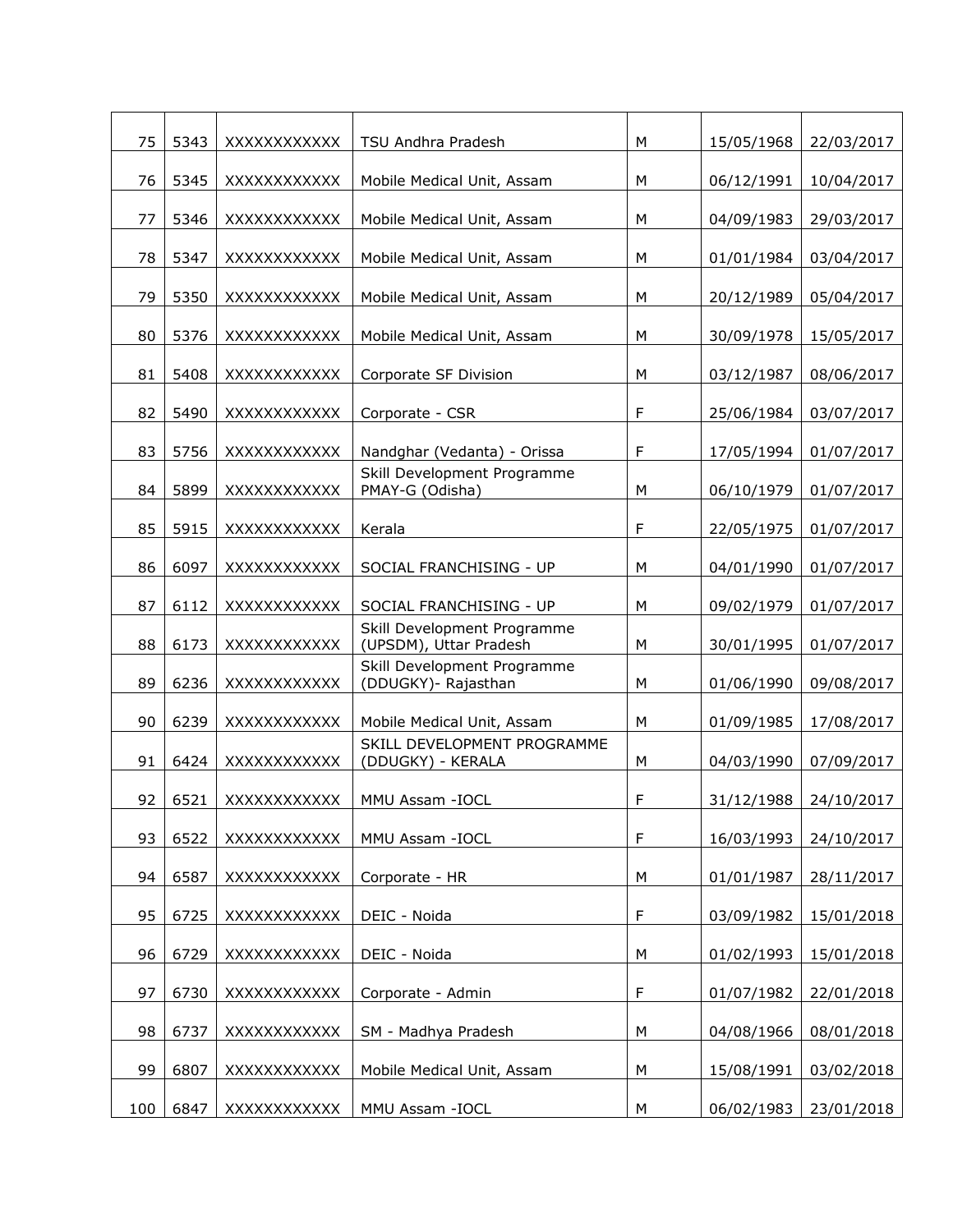| | | | | | | |
|---|---|---|---|---|---|---|
| 75 | 5343 | XXXXXXXXXXXX | TSU Andhra Pradesh | M | 15/05/1968 | 22/03/2017 |
| 76 | 5345 | XXXXXXXXXXXX | Mobile Medical Unit, Assam | M | 06/12/1991 | 10/04/2017 |
| 77 | 5346 | XXXXXXXXXXXX | Mobile Medical Unit, Assam | M | 04/09/1983 | 29/03/2017 |
| 78 | 5347 | XXXXXXXXXXXX | Mobile Medical Unit, Assam | M | 01/01/1984 | 03/04/2017 |
| 79 | 5350 | XXXXXXXXXXXX | Mobile Medical Unit, Assam | M | 20/12/1989 | 05/04/2017 |
| 80 | 5376 | XXXXXXXXXXXX | Mobile Medical Unit, Assam | M | 30/09/1978 | 15/05/2017 |
| 81 | 5408 | XXXXXXXXXXXX | Corporate SF Division | M | 03/12/1987 | 08/06/2017 |
| 82 | 5490 | XXXXXXXXXXXX | Corporate - CSR | F | 25/06/1984 | 03/07/2017 |
| 83 | 5756 | XXXXXXXXXXXX | Nandghar (Vedanta) - Orissa | F | 17/05/1994 | 01/07/2017 |
| 84 | 5899 | XXXXXXXXXXXX | Skill Development Programme PMAY-G (Odisha) | M | 06/10/1979 | 01/07/2017 |
| 85 | 5915 | XXXXXXXXXXXX | Kerala | F | 22/05/1975 | 01/07/2017 |
| 86 | 6097 | XXXXXXXXXXXX | SOCIAL FRANCHISING - UP | M | 04/01/1990 | 01/07/2017 |
| 87 | 6112 | XXXXXXXXXXXX | SOCIAL FRANCHISING - UP | M | 09/02/1979 | 01/07/2017 |
| 88 | 6173 | XXXXXXXXXXXX | Skill Development Programme (UPSDM), Uttar Pradesh | M | 30/01/1995 | 01/07/2017 |
| 89 | 6236 | XXXXXXXXXXXX | Skill Development Programme (DDUGKY)- Rajasthan | M | 01/06/1990 | 09/08/2017 |
| 90 | 6239 | XXXXXXXXXXXX | Mobile Medical Unit, Assam | M | 01/09/1985 | 17/08/2017 |
| 91 | 6424 | XXXXXXXXXXXX | SKILL DEVELOPMENT PROGRAMME (DDUGKY) - KERALA | M | 04/03/1990 | 07/09/2017 |
| 92 | 6521 | XXXXXXXXXXXX | MMU Assam -IOCL | F | 31/12/1988 | 24/10/2017 |
| 93 | 6522 | XXXXXXXXXXXX | MMU Assam -IOCL | F | 16/03/1993 | 24/10/2017 |
| 94 | 6587 | XXXXXXXXXXXX | Corporate - HR | M | 01/01/1987 | 28/11/2017 |
| 95 | 6725 | XXXXXXXXXXXX | DEIC - Noida | F | 03/09/1982 | 15/01/2018 |
| 96 | 6729 | XXXXXXXXXXXX | DEIC - Noida | M | 01/02/1993 | 15/01/2018 |
| 97 | 6730 | XXXXXXXXXXXX | Corporate - Admin | F | 01/07/1982 | 22/01/2018 |
| 98 | 6737 | XXXXXXXXXXXX | SM - Madhya Pradesh | M | 04/08/1966 | 08/01/2018 |
| 99 | 6807 | XXXXXXXXXXXX | Mobile Medical Unit, Assam | M | 15/08/1991 | 03/02/2018 |
| 100 | 6847 | XXXXXXXXXXXX | MMU Assam -IOCL | M | 06/02/1983 | 23/01/2018 |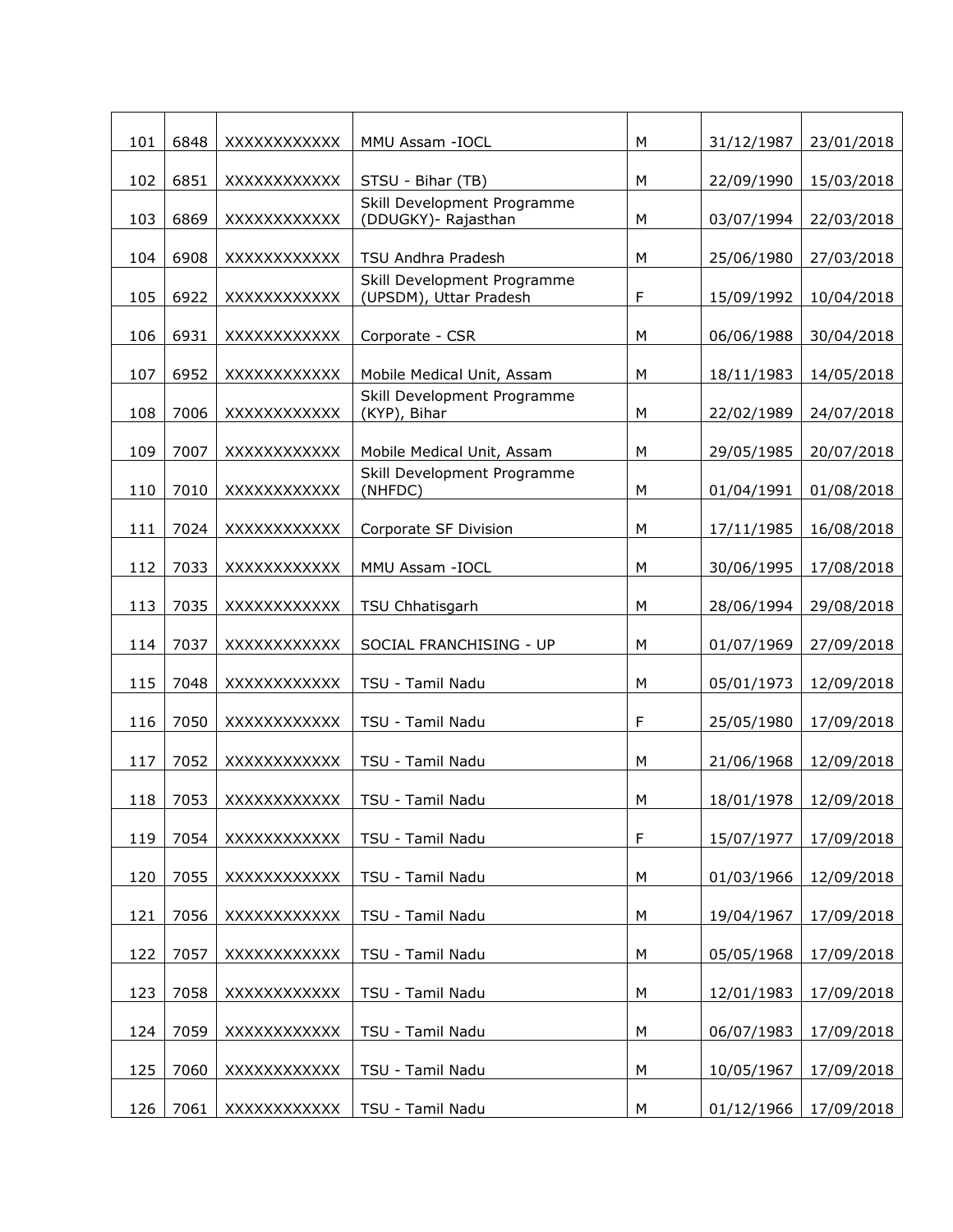| | | | | | | |
|---|---|---|---|---|---|---|
| 101 | 6848 | XXXXXXXXXXXX | MMU Assam -IOCL | M | 31/12/1987 | 23/01/2018 |
| 102 | 6851 | XXXXXXXXXXXX | STSU - Bihar (TB) | M | 22/09/1990 | 15/03/2018 |
| 103 | 6869 | XXXXXXXXXXXX | Skill Development Programme (DDUGKY)- Rajasthan | M | 03/07/1994 | 22/03/2018 |
| 104 | 6908 | XXXXXXXXXXXX | TSU Andhra Pradesh | M | 25/06/1980 | 27/03/2018 |
| 105 | 6922 | XXXXXXXXXXXX | Skill Development Programme (UPSDM), Uttar Pradesh | F | 15/09/1992 | 10/04/2018 |
| 106 | 6931 | XXXXXXXXXXXX | Corporate - CSR | M | 06/06/1988 | 30/04/2018 |
| 107 | 6952 | XXXXXXXXXXXX | Mobile Medical Unit, Assam | M | 18/11/1983 | 14/05/2018 |
| 108 | 7006 | XXXXXXXXXXXX | Skill Development Programme (KYP), Bihar | M | 22/02/1989 | 24/07/2018 |
| 109 | 7007 | XXXXXXXXXXXX | Mobile Medical Unit, Assam | M | 29/05/1985 | 20/07/2018 |
| 110 | 7010 | XXXXXXXXXXXX | Skill Development Programme (NHFDC) | M | 01/04/1991 | 01/08/2018 |
| 111 | 7024 | XXXXXXXXXXXX | Corporate SF Division | M | 17/11/1985 | 16/08/2018 |
| 112 | 7033 | XXXXXXXXXXXX | MMU Assam -IOCL | M | 30/06/1995 | 17/08/2018 |
| 113 | 7035 | XXXXXXXXXXXX | TSU Chhatisgarh | M | 28/06/1994 | 29/08/2018 |
| 114 | 7037 | XXXXXXXXXXXX | SOCIAL FRANCHISING - UP | M | 01/07/1969 | 27/09/2018 |
| 115 | 7048 | XXXXXXXXXXXX | TSU - Tamil Nadu | M | 05/01/1973 | 12/09/2018 |
| 116 | 7050 | XXXXXXXXXXXX | TSU - Tamil Nadu | F | 25/05/1980 | 17/09/2018 |
| 117 | 7052 | XXXXXXXXXXXX | TSU - Tamil Nadu | M | 21/06/1968 | 12/09/2018 |
| 118 | 7053 | XXXXXXXXXXXX | TSU - Tamil Nadu | M | 18/01/1978 | 12/09/2018 |
| 119 | 7054 | XXXXXXXXXXXX | TSU - Tamil Nadu | F | 15/07/1977 | 17/09/2018 |
| 120 | 7055 | XXXXXXXXXXXX | TSU - Tamil Nadu | M | 01/03/1966 | 12/09/2018 |
| 121 | 7056 | XXXXXXXXXXXX | TSU - Tamil Nadu | M | 19/04/1967 | 17/09/2018 |
| 122 | 7057 | XXXXXXXXXXXX | TSU - Tamil Nadu | M | 05/05/1968 | 17/09/2018 |
| 123 | 7058 | XXXXXXXXXXXX | TSU - Tamil Nadu | M | 12/01/1983 | 17/09/2018 |
| 124 | 7059 | XXXXXXXXXXXX | TSU - Tamil Nadu | M | 06/07/1983 | 17/09/2018 |
| 125 | 7060 | XXXXXXXXXXXX | TSU - Tamil Nadu | M | 10/05/1967 | 17/09/2018 |
| 126 | 7061 | XXXXXXXXXXXX | TSU - Tamil Nadu | M | 01/12/1966 | 17/09/2018 |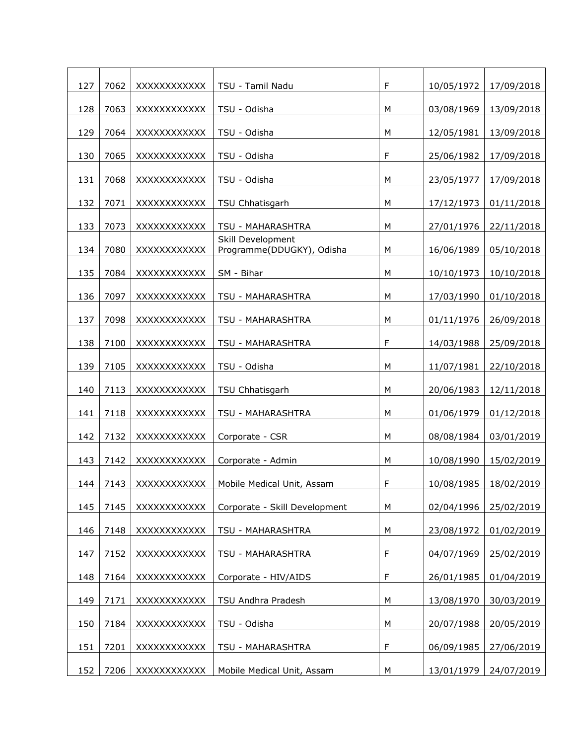| | | | | | | |
|---|---|---|---|---|---|---|
| 127 | 7062 | XXXXXXXXXXXX | TSU - Tamil Nadu | F | 10/05/1972 | 17/09/2018 |
| 128 | 7063 | XXXXXXXXXXXX | TSU - Odisha | M | 03/08/1969 | 13/09/2018 |
| 129 | 7064 | XXXXXXXXXXXX | TSU - Odisha | M | 12/05/1981 | 13/09/2018 |
| 130 | 7065 | XXXXXXXXXXXX | TSU - Odisha | F | 25/06/1982 | 17/09/2018 |
| 131 | 7068 | XXXXXXXXXXXX | TSU - Odisha | M | 23/05/1977 | 17/09/2018 |
| 132 | 7071 | XXXXXXXXXXXX | TSU Chhatisgarh | M | 17/12/1973 | 01/11/2018 |
| 133 | 7073 | XXXXXXXXXXXX | TSU - MAHARASHTRA | M | 27/01/1976 | 22/11/2018 |
| 134 | 7080 | XXXXXXXXXXXX | Skill Development Programme(DDUGKY), Odisha | M | 16/06/1989 | 05/10/2018 |
| 135 | 7084 | XXXXXXXXXXXX | SM - Bihar | M | 10/10/1973 | 10/10/2018 |
| 136 | 7097 | XXXXXXXXXXXX | TSU - MAHARASHTRA | M | 17/03/1990 | 01/10/2018 |
| 137 | 7098 | XXXXXXXXXXXX | TSU - MAHARASHTRA | M | 01/11/1976 | 26/09/2018 |
| 138 | 7100 | XXXXXXXXXXXX | TSU - MAHARASHTRA | F | 14/03/1988 | 25/09/2018 |
| 139 | 7105 | XXXXXXXXXXXX | TSU - Odisha | M | 11/07/1981 | 22/10/2018 |
| 140 | 7113 | XXXXXXXXXXXX | TSU Chhatisgarh | M | 20/06/1983 | 12/11/2018 |
| 141 | 7118 | XXXXXXXXXXXX | TSU - MAHARASHTRA | M | 01/06/1979 | 01/12/2018 |
| 142 | 7132 | XXXXXXXXXXXX | Corporate - CSR | M | 08/08/1984 | 03/01/2019 |
| 143 | 7142 | XXXXXXXXXXXX | Corporate - Admin | M | 10/08/1990 | 15/02/2019 |
| 144 | 7143 | XXXXXXXXXXXX | Mobile Medical Unit, Assam | F | 10/08/1985 | 18/02/2019 |
| 145 | 7145 | XXXXXXXXXXXX | Corporate - Skill Development | M | 02/04/1996 | 25/02/2019 |
| 146 | 7148 | XXXXXXXXXXXX | TSU - MAHARASHTRA | M | 23/08/1972 | 01/02/2019 |
| 147 | 7152 | XXXXXXXXXXXX | TSU - MAHARASHTRA | F | 04/07/1969 | 25/02/2019 |
| 148 | 7164 | XXXXXXXXXXXX | Corporate - HIV/AIDS | F | 26/01/1985 | 01/04/2019 |
| 149 | 7171 | XXXXXXXXXXXX | TSU Andhra Pradesh | M | 13/08/1970 | 30/03/2019 |
| 150 | 7184 | XXXXXXXXXXXX | TSU - Odisha | M | 20/07/1988 | 20/05/2019 |
| 151 | 7201 | XXXXXXXXXXXX | TSU - MAHARASHTRA | F | 06/09/1985 | 27/06/2019 |
| 152 | 7206 | XXXXXXXXXXXX | Mobile Medical Unit, Assam | M | 13/01/1979 | 24/07/2019 |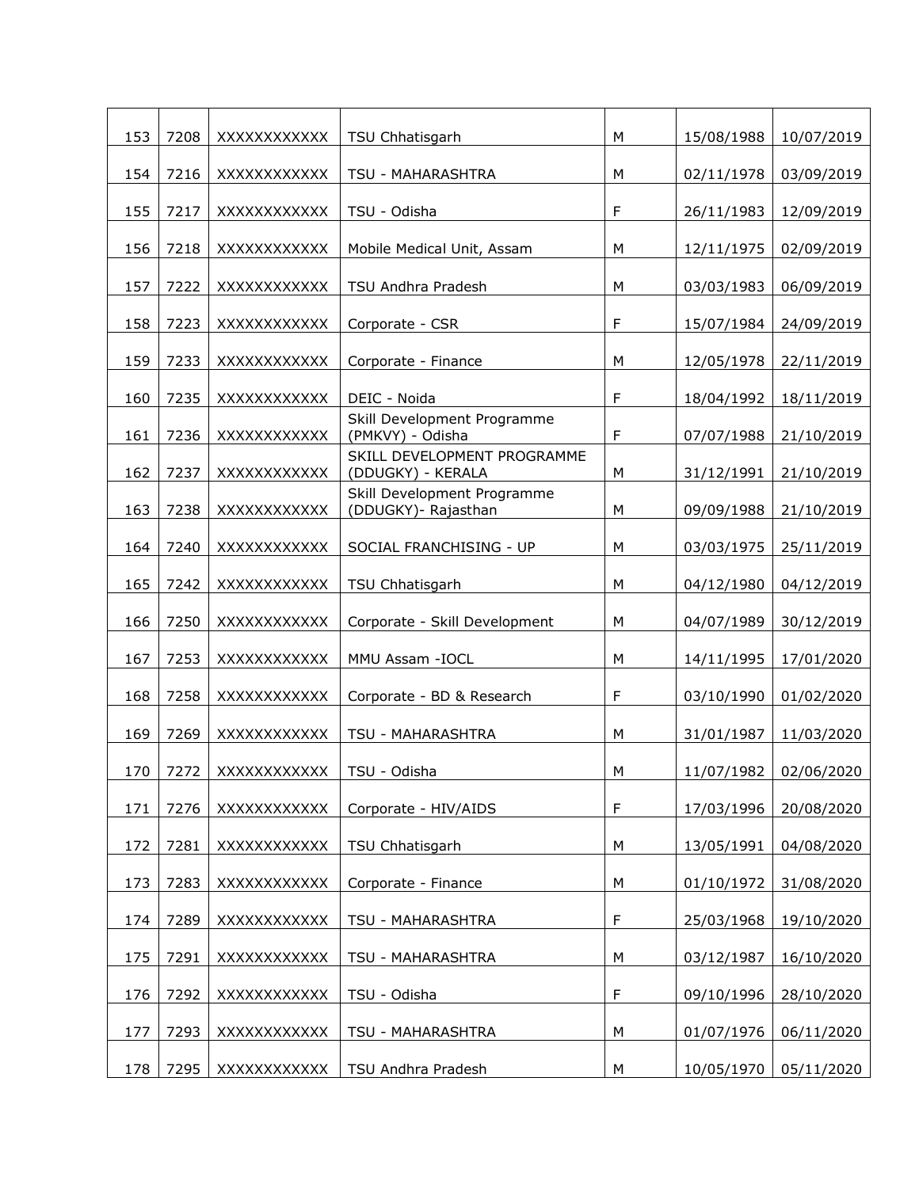| | | | | | | |
|---|---|---|---|---|---|---|
| 153 | 7208 | XXXXXXXXXXXX | TSU Chhatisgarh | M | 15/08/1988 | 10/07/2019 |
| 154 | 7216 | XXXXXXXXXXXX | TSU - MAHARASHTRA | M | 02/11/1978 | 03/09/2019 |
| 155 | 7217 | XXXXXXXXXXXX | TSU - Odisha | F | 26/11/1983 | 12/09/2019 |
| 156 | 7218 | XXXXXXXXXXXX | Mobile Medical Unit, Assam | M | 12/11/1975 | 02/09/2019 |
| 157 | 7222 | XXXXXXXXXXXX | TSU Andhra Pradesh | M | 03/03/1983 | 06/09/2019 |
| 158 | 7223 | XXXXXXXXXXXX | Corporate - CSR | F | 15/07/1984 | 24/09/2019 |
| 159 | 7233 | XXXXXXXXXXXX | Corporate - Finance | M | 12/05/1978 | 22/11/2019 |
| 160 | 7235 | XXXXXXXXXXXX | DEIC - Noida | F | 18/04/1992 | 18/11/2019 |
| 161 | 7236 | XXXXXXXXXXXX | Skill Development Programme (PMKVY) - Odisha | F | 07/07/1988 | 21/10/2019 |
| 162 | 7237 | XXXXXXXXXXXX | SKILL DEVELOPMENT PROGRAMME (DDUGKY) - KERALA | M | 31/12/1991 | 21/10/2019 |
| 163 | 7238 | XXXXXXXXXXXX | Skill Development Programme (DDUGKY)- Rajasthan | M | 09/09/1988 | 21/10/2019 |
| 164 | 7240 | XXXXXXXXXXXX | SOCIAL FRANCHISING - UP | M | 03/03/1975 | 25/11/2019 |
| 165 | 7242 | XXXXXXXXXXXX | TSU Chhatisgarh | M | 04/12/1980 | 04/12/2019 |
| 166 | 7250 | XXXXXXXXXXXX | Corporate - Skill Development | M | 04/07/1989 | 30/12/2019 |
| 167 | 7253 | XXXXXXXXXXXX | MMU Assam -IOCL | M | 14/11/1995 | 17/01/2020 |
| 168 | 7258 | XXXXXXXXXXXX | Corporate - BD & Research | F | 03/10/1990 | 01/02/2020 |
| 169 | 7269 | XXXXXXXXXXXX | TSU - MAHARASHTRA | M | 31/01/1987 | 11/03/2020 |
| 170 | 7272 | XXXXXXXXXXXX | TSU - Odisha | M | 11/07/1982 | 02/06/2020 |
| 171 | 7276 | XXXXXXXXXXXX | Corporate - HIV/AIDS | F | 17/03/1996 | 20/08/2020 |
| 172 | 7281 | XXXXXXXXXXXX | TSU Chhatisgarh | M | 13/05/1991 | 04/08/2020 |
| 173 | 7283 | XXXXXXXXXXXX | Corporate - Finance | M | 01/10/1972 | 31/08/2020 |
| 174 | 7289 | XXXXXXXXXXXX | TSU - MAHARASHTRA | F | 25/03/1968 | 19/10/2020 |
| 175 | 7291 | XXXXXXXXXXXX | TSU - MAHARASHTRA | M | 03/12/1987 | 16/10/2020 |
| 176 | 7292 | XXXXXXXXXXXX | TSU - Odisha | F | 09/10/1996 | 28/10/2020 |
| 177 | 7293 | XXXXXXXXXXXX | TSU - MAHARASHTRA | M | 01/07/1976 | 06/11/2020 |
| 178 | 7295 | XXXXXXXXXXXX | TSU Andhra Pradesh | M | 10/05/1970 | 05/11/2020 |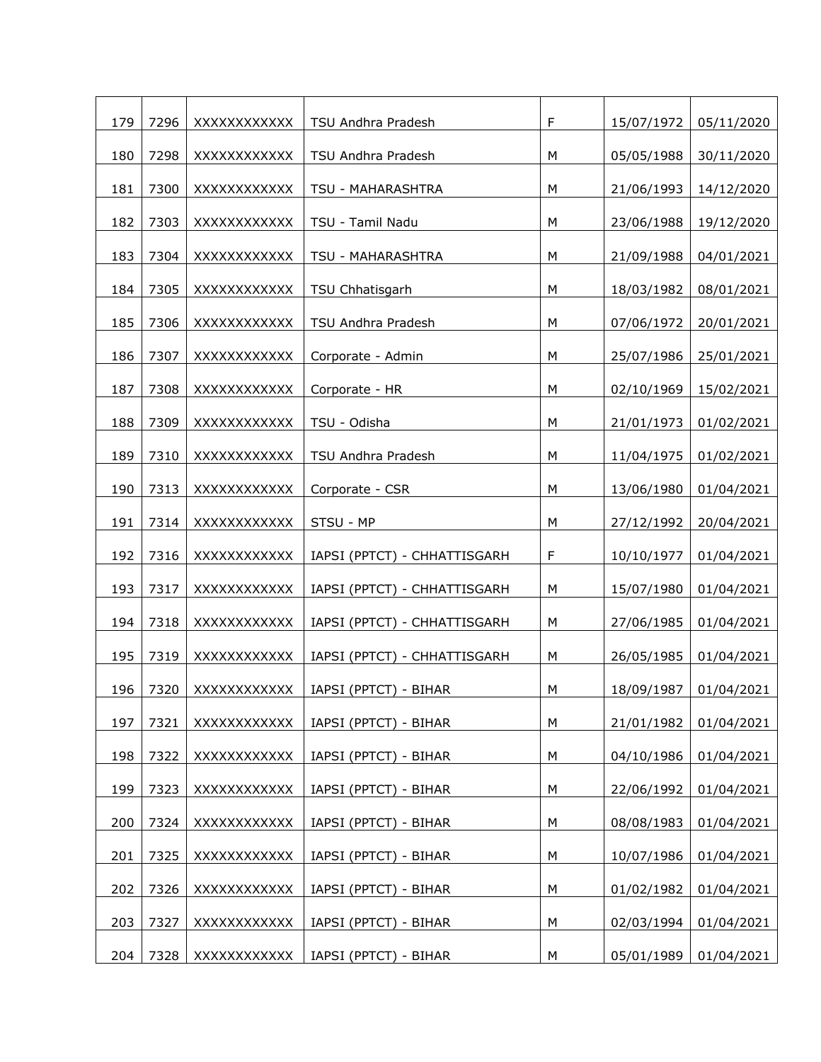| 179 | 7296 | XXXXXXXXXXXX | TSU Andhra Pradesh | F | 15/07/1972 | 05/11/2020 |
|---|---|---|---|---|---|---|
| 180 | 7298 | XXXXXXXXXXXX | TSU Andhra Pradesh | M | 05/05/1988 | 30/11/2020 |
| 181 | 7300 | XXXXXXXXXXXX | TSU - MAHARASHTRA | M | 21/06/1993 | 14/12/2020 |
| 182 | 7303 | XXXXXXXXXXXX | TSU - Tamil Nadu | M | 23/06/1988 | 19/12/2020 |
| 183 | 7304 | XXXXXXXXXXXX | TSU - MAHARASHTRA | M | 21/09/1988 | 04/01/2021 |
| 184 | 7305 | XXXXXXXXXXXX | TSU Chhatisgarh | M | 18/03/1982 | 08/01/2021 |
| 185 | 7306 | XXXXXXXXXXXX | TSU Andhra Pradesh | M | 07/06/1972 | 20/01/2021 |
| 186 | 7307 | XXXXXXXXXXXX | Corporate - Admin | M | 25/07/1986 | 25/01/2021 |
| 187 | 7308 | XXXXXXXXXXXX | Corporate - HR | M | 02/10/1969 | 15/02/2021 |
| 188 | 7309 | XXXXXXXXXXXX | TSU - Odisha | M | 21/01/1973 | 01/02/2021 |
| 189 | 7310 | XXXXXXXXXXXX | TSU Andhra Pradesh | M | 11/04/1975 | 01/02/2021 |
| 190 | 7313 | XXXXXXXXXXXX | Corporate - CSR | M | 13/06/1980 | 01/04/2021 |
| 191 | 7314 | XXXXXXXXXXXX | STSU - MP | M | 27/12/1992 | 20/04/2021 |
| 192 | 7316 | XXXXXXXXXXXX | IAPSI (PPTCT) - CHHATTISGARH | F | 10/10/1977 | 01/04/2021 |
| 193 | 7317 | XXXXXXXXXXXX | IAPSI (PPTCT) - CHHATTISGARH | M | 15/07/1980 | 01/04/2021 |
| 194 | 7318 | XXXXXXXXXXXX | IAPSI (PPTCT) - CHHATTISGARH | M | 27/06/1985 | 01/04/2021 |
| 195 | 7319 | XXXXXXXXXXXX | IAPSI (PPTCT) - CHHATTISGARH | M | 26/05/1985 | 01/04/2021 |
| 196 | 7320 | XXXXXXXXXXXX | IAPSI (PPTCT) - BIHAR | M | 18/09/1987 | 01/04/2021 |
| 197 | 7321 | XXXXXXXXXXXX | IAPSI (PPTCT) - BIHAR | M | 21/01/1982 | 01/04/2021 |
| 198 | 7322 | XXXXXXXXXXXX | IAPSI (PPTCT) - BIHAR | M | 04/10/1986 | 01/04/2021 |
| 199 | 7323 | XXXXXXXXXXXX | IAPSI (PPTCT) - BIHAR | M | 22/06/1992 | 01/04/2021 |
| 200 | 7324 | XXXXXXXXXXXX | IAPSI (PPTCT) - BIHAR | M | 08/08/1983 | 01/04/2021 |
| 201 | 7325 | XXXXXXXXXXXX | IAPSI (PPTCT) - BIHAR | M | 10/07/1986 | 01/04/2021 |
| 202 | 7326 | XXXXXXXXXXXX | IAPSI (PPTCT) - BIHAR | M | 01/02/1982 | 01/04/2021 |
| 203 | 7327 | XXXXXXXXXXXX | IAPSI (PPTCT) - BIHAR | M | 02/03/1994 | 01/04/2021 |
| 204 | 7328 | XXXXXXXXXXXX | IAPSI (PPTCT) - BIHAR | M | 05/01/1989 | 01/04/2021 |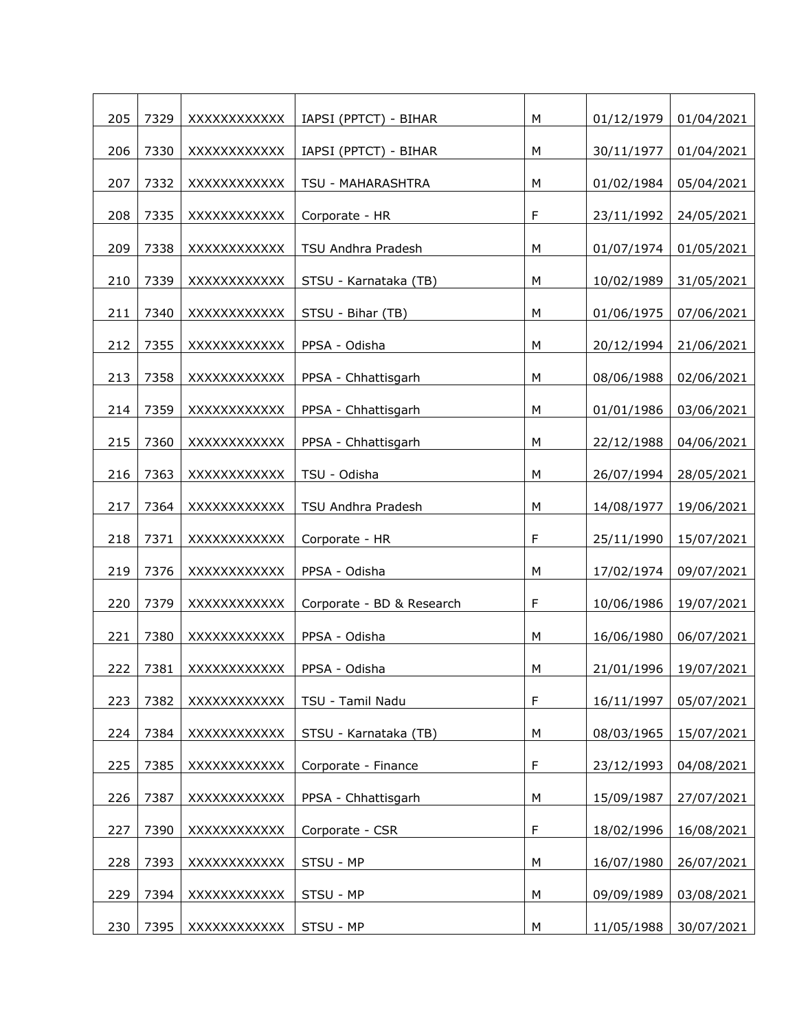| | | | | | | |
|---|---|---|---|---|---|---|
| 205 | 7329 | XXXXXXXXXXXX | IAPSI (PPTCT) - BIHAR | M | 01/12/1979 | 01/04/2021 |
| 206 | 7330 | XXXXXXXXXXXX | IAPSI (PPTCT) - BIHAR | M | 30/11/1977 | 01/04/2021 |
| 207 | 7332 | XXXXXXXXXXXX | TSU - MAHARASHTRA | M | 01/02/1984 | 05/04/2021 |
| 208 | 7335 | XXXXXXXXXXXX | Corporate - HR | F | 23/11/1992 | 24/05/2021 |
| 209 | 7338 | XXXXXXXXXXXX | TSU Andhra Pradesh | M | 01/07/1974 | 01/05/2021 |
| 210 | 7339 | XXXXXXXXXXXX | STSU - Karnataka (TB) | M | 10/02/1989 | 31/05/2021 |
| 211 | 7340 | XXXXXXXXXXXX | STSU - Bihar (TB) | M | 01/06/1975 | 07/06/2021 |
| 212 | 7355 | XXXXXXXXXXXX | PPSA - Odisha | M | 20/12/1994 | 21/06/2021 |
| 213 | 7358 | XXXXXXXXXXXX | PPSA - Chhattisgarh | M | 08/06/1988 | 02/06/2021 |
| 214 | 7359 | XXXXXXXXXXXX | PPSA - Chhattisgarh | M | 01/01/1986 | 03/06/2021 |
| 215 | 7360 | XXXXXXXXXXXX | PPSA - Chhattisgarh | M | 22/12/1988 | 04/06/2021 |
| 216 | 7363 | XXXXXXXXXXXX | TSU - Odisha | M | 26/07/1994 | 28/05/2021 |
| 217 | 7364 | XXXXXXXXXXXX | TSU Andhra Pradesh | M | 14/08/1977 | 19/06/2021 |
| 218 | 7371 | XXXXXXXXXXXX | Corporate - HR | F | 25/11/1990 | 15/07/2021 |
| 219 | 7376 | XXXXXXXXXXXX | PPSA - Odisha | M | 17/02/1974 | 09/07/2021 |
| 220 | 7379 | XXXXXXXXXXXX | Corporate - BD & Research | F | 10/06/1986 | 19/07/2021 |
| 221 | 7380 | XXXXXXXXXXXX | PPSA - Odisha | M | 16/06/1980 | 06/07/2021 |
| 222 | 7381 | XXXXXXXXXXXX | PPSA - Odisha | M | 21/01/1996 | 19/07/2021 |
| 223 | 7382 | XXXXXXXXXXXX | TSU - Tamil Nadu | F | 16/11/1997 | 05/07/2021 |
| 224 | 7384 | XXXXXXXXXXXX | STSU - Karnataka (TB) | M | 08/03/1965 | 15/07/2021 |
| 225 | 7385 | XXXXXXXXXXXX | Corporate - Finance | F | 23/12/1993 | 04/08/2021 |
| 226 | 7387 | XXXXXXXXXXXX | PPSA - Chhattisgarh | M | 15/09/1987 | 27/07/2021 |
| 227 | 7390 | XXXXXXXXXXXX | Corporate - CSR | F | 18/02/1996 | 16/08/2021 |
| 228 | 7393 | XXXXXXXXXXXX | STSU - MP | M | 16/07/1980 | 26/07/2021 |
| 229 | 7394 | XXXXXXXXXXXX | STSU - MP | M | 09/09/1989 | 03/08/2021 |
| 230 | 7395 | XXXXXXXXXXXX | STSU - MP | M | 11/05/1988 | 30/07/2021 |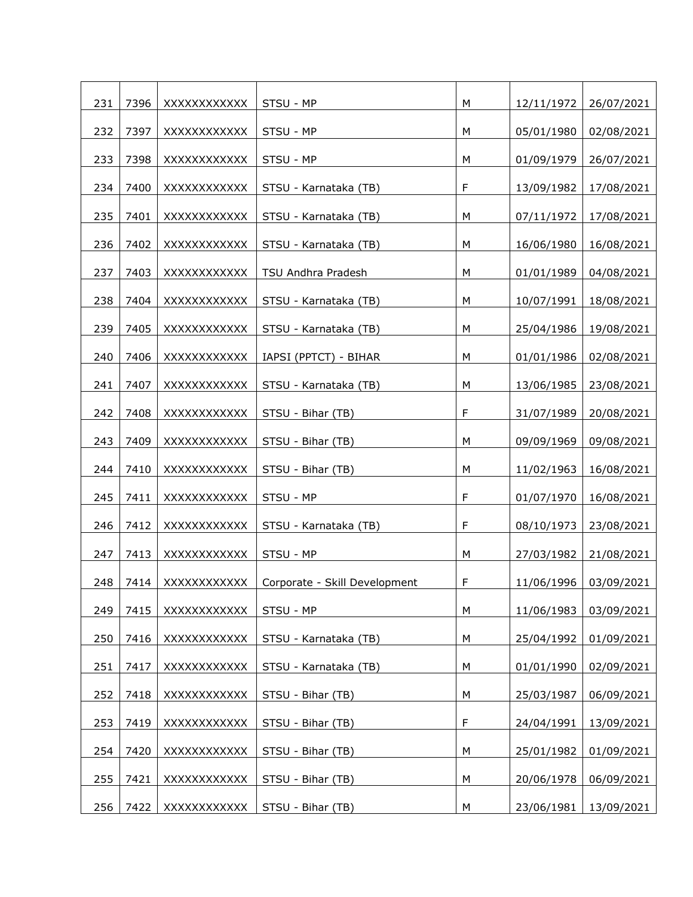| | | | | | | |
|---|---|---|---|---|---|---|
| 231 | 7396 | XXXXXXXXXXXX | STSU - MP | M | 12/11/1972 | 26/07/2021 |
| 232 | 7397 | XXXXXXXXXXXX | STSU - MP | M | 05/01/1980 | 02/08/2021 |
| 233 | 7398 | XXXXXXXXXXXX | STSU - MP | M | 01/09/1979 | 26/07/2021 |
| 234 | 7400 | XXXXXXXXXXXX | STSU - Karnataka (TB) | F | 13/09/1982 | 17/08/2021 |
| 235 | 7401 | XXXXXXXXXXXX | STSU - Karnataka (TB) | M | 07/11/1972 | 17/08/2021 |
| 236 | 7402 | XXXXXXXXXXXX | STSU - Karnataka (TB) | M | 16/06/1980 | 16/08/2021 |
| 237 | 7403 | XXXXXXXXXXXX | TSU Andhra Pradesh | M | 01/01/1989 | 04/08/2021 |
| 238 | 7404 | XXXXXXXXXXXX | STSU - Karnataka (TB) | M | 10/07/1991 | 18/08/2021 |
| 239 | 7405 | XXXXXXXXXXXX | STSU - Karnataka (TB) | M | 25/04/1986 | 19/08/2021 |
| 240 | 7406 | XXXXXXXXXXXX | IAPSI (PPTCT) - BIHAR | M | 01/01/1986 | 02/08/2021 |
| 241 | 7407 | XXXXXXXXXXXX | STSU - Karnataka (TB) | M | 13/06/1985 | 23/08/2021 |
| 242 | 7408 | XXXXXXXXXXXX | STSU - Bihar (TB) | F | 31/07/1989 | 20/08/2021 |
| 243 | 7409 | XXXXXXXXXXXX | STSU - Bihar (TB) | M | 09/09/1969 | 09/08/2021 |
| 244 | 7410 | XXXXXXXXXXXX | STSU - Bihar (TB) | M | 11/02/1963 | 16/08/2021 |
| 245 | 7411 | XXXXXXXXXXXX | STSU - MP | F | 01/07/1970 | 16/08/2021 |
| 246 | 7412 | XXXXXXXXXXXX | STSU - Karnataka (TB) | F | 08/10/1973 | 23/08/2021 |
| 247 | 7413 | XXXXXXXXXXXX | STSU - MP | M | 27/03/1982 | 21/08/2021 |
| 248 | 7414 | XXXXXXXXXXXX | Corporate - Skill Development | F | 11/06/1996 | 03/09/2021 |
| 249 | 7415 | XXXXXXXXXXXX | STSU - MP | M | 11/06/1983 | 03/09/2021 |
| 250 | 7416 | XXXXXXXXXXXX | STSU - Karnataka (TB) | M | 25/04/1992 | 01/09/2021 |
| 251 | 7417 | XXXXXXXXXXXX | STSU - Karnataka (TB) | M | 01/01/1990 | 02/09/2021 |
| 252 | 7418 | XXXXXXXXXXXX | STSU - Bihar (TB) | M | 25/03/1987 | 06/09/2021 |
| 253 | 7419 | XXXXXXXXXXXX | STSU - Bihar (TB) | F | 24/04/1991 | 13/09/2021 |
| 254 | 7420 | XXXXXXXXXXXX | STSU - Bihar (TB) | M | 25/01/1982 | 01/09/2021 |
| 255 | 7421 | XXXXXXXXXXXX | STSU - Bihar (TB) | M | 20/06/1978 | 06/09/2021 |
| 256 | 7422 | XXXXXXXXXXXX | STSU - Bihar (TB) | M | 23/06/1981 | 13/09/2021 |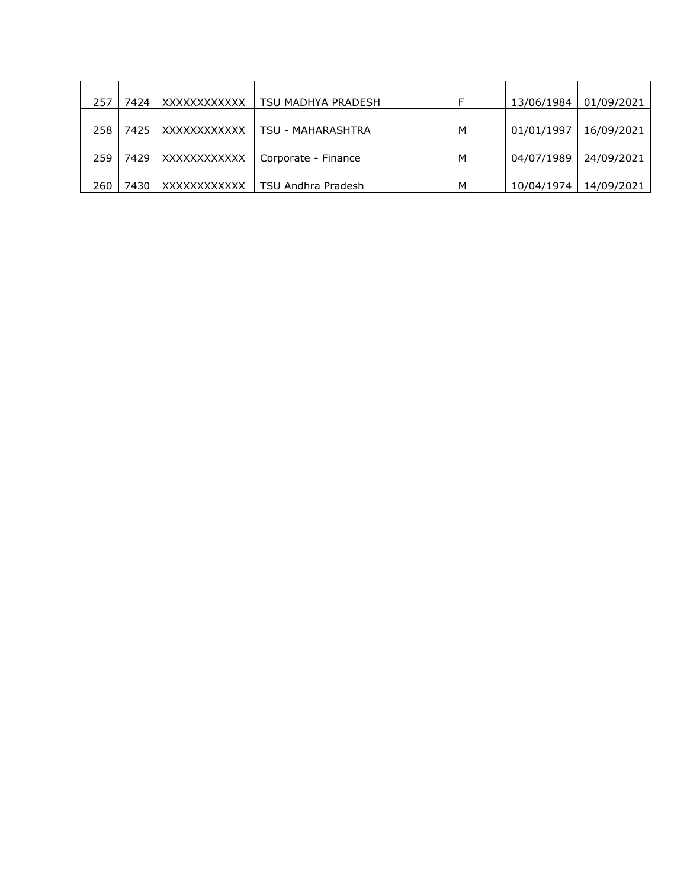| | | | | | | |
|---|---|---|---|---|---|---|
| 257 | 7424 | XXXXXXXXXXXX | TSU MADHYA PRADESH | F | 13/06/1984 | 01/09/2021 |
| 258 | 7425 | XXXXXXXXXXXX | TSU - MAHARASHTRA | M | 01/01/1997 | 16/09/2021 |
| 259 | 7429 | XXXXXXXXXXXX | Corporate - Finance | M | 04/07/1989 | 24/09/2021 |
| 260 | 7430 | XXXXXXXXXXXX | TSU Andhra Pradesh | M | 10/04/1974 | 14/09/2021 |